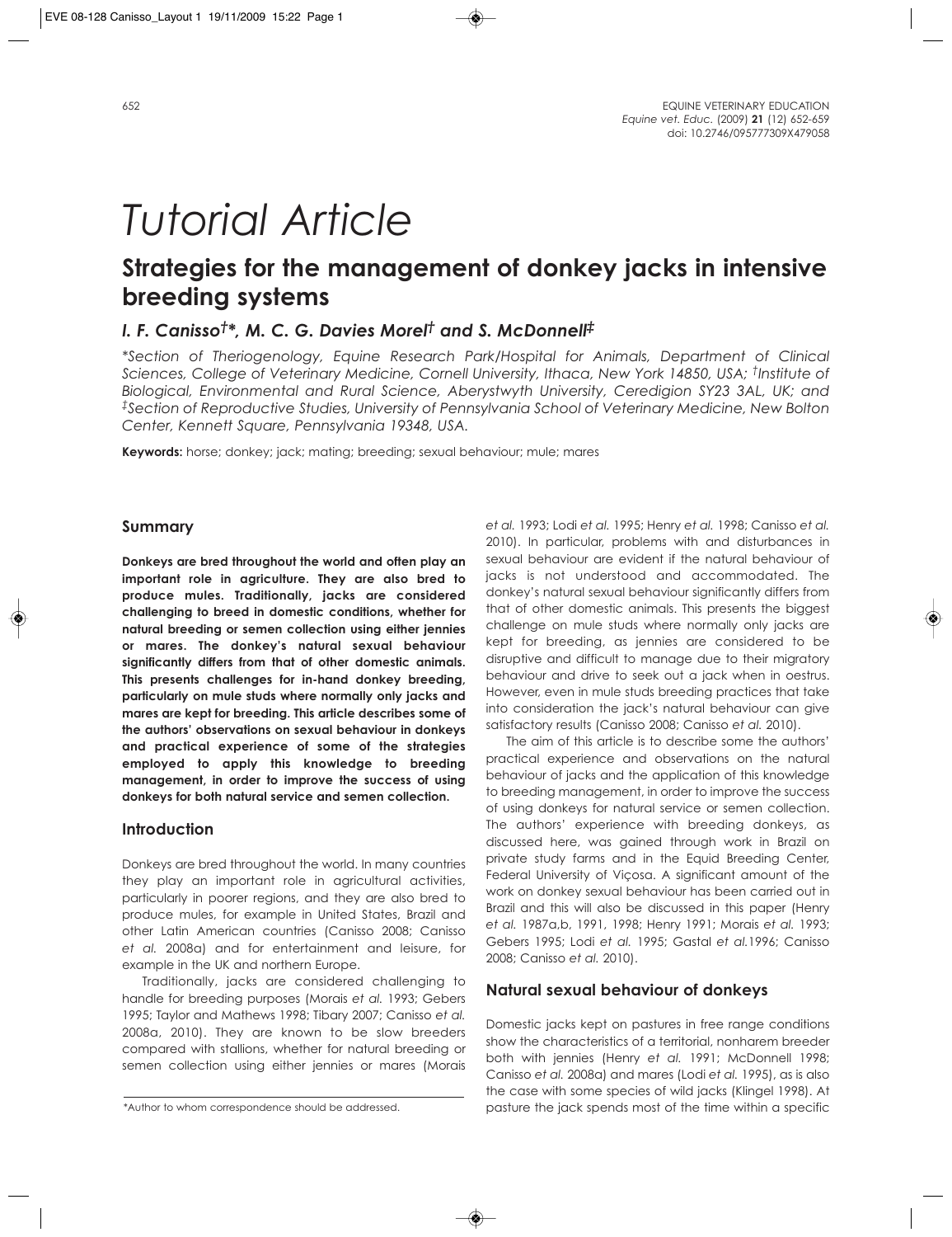# Tutorial Article

## Strategies for the management of donkey jacks in intensive breeding systems

*I. F. Canisso†\*, M. C. G. Davies Morel† and S. McDonnell‡*

*\*Section of Theriogenology, Equine Research Park/Hospital for Animals, Department of Clinical Sciences, College of Veterinary Medicine, Cornell University, Ithaca, New York 14850, USA; †Institute of Biological, Environmental and Rural Science, Aberystwyth University, Ceredigion SY23 3AL, UK; and ‡Section of Reproductive Studies, University of Pennsylvania School of Veterinary Medicine, New Bolton Center, Kennett Square, Pennsylvania 19348, USA.*

**Keywords:** horse; donkey; jack; mating; breeding; sexual behaviour; mule; mares

### Summary

**Donkeys are bred throughout the world and often play an important role in agriculture. They are also bred to produce mules. Traditionally, jacks are considered challenging to breed in domestic conditions, whether for natural breeding or semen collection using either jennies or mares. The donkey's natural sexual behaviour significantly differs from that of other domestic animals. This presents challenges for in-hand donkey breeding, particularly on mule studs where normally only jacks and mares are kept for breeding. This article describes some of the authors' observations on sexual behaviour in donkeys and practical experience of some of the strategies employed to apply this knowledge to breeding management, in order to improve the success of using donkeys for both natural service and semen collection.**

### Introduction

Donkeys are bred throughout the world. In many countries they play an important role in agricultural activities, particularly in poorer regions, and they are also bred to produce mules, for example in United States, Brazil and other Latin American countries (Canisso 2008; Canisso *et al.* 2008a) and for entertainment and leisure, for example in the UK and northern Europe.

Traditionally, jacks are considered challenging to handle for breeding purposes (Morais *et al.* 1993; Gebers 1995; Taylor and Mathews 1998; Tibary 2007; Canisso *et al.* 2008a, 2010). They are known to be slow breeders compared with stallions, whether for natural breeding or semen collection using either jennies or mares (Morais *et al.* 1993; Lodi *et al.* 1995; Henry *et al.* 1998; Canisso *et al.* 2010). In particular, problems with and disturbances in sexual behaviour are evident if the natural behaviour of jacks is not understood and accommodated. The donkey's natural sexual behaviour significantly differs from that of other domestic animals. This presents the biggest challenge on mule studs where normally only jacks are kept for breeding, as jennies are considered to be disruptive and difficult to manage due to their migratory behaviour and drive to seek out a jack when in oestrus. However, even in mule studs breeding practices that take into consideration the jack's natural behaviour can give satisfactory results (Canisso 2008; Canisso *et al.* 2010).

The aim of this article is to describe some the authors' practical experience and observations on the natural behaviour of jacks and the application of this knowledge to breeding management, in order to improve the success of using donkeys for natural service or semen collection. The authors' experience with breeding donkeys, as discussed here, was gained through work in Brazil on private study farms and in the Equid Breeding Center, Federal University of Viçosa. A significant amount of the work on donkey sexual behaviour has been carried out in Brazil and this will also be discussed in this paper (Henry *et al.* 1987a,b, 1991, 1998; Henry 1991; Morais *et al.* 1993; Gebers 1995; Lodi *et al.* 1995; Gastal *et al.*1996; Canisso 2008; Canisso *et al.* 2010).

### Natural sexual behaviour of donkeys

Domestic jacks kept on pastures in free range conditions show the characteristics of a territorial, nonharem breeder both with jennies (Henry *et al.* 1991; McDonnell 1998; Canisso *et al.* 2008a) and mares (Lodi *et al.* 1995), as is also the case with some species of wild jacks (Klingel 1998). At pasture the jack spends most of the time within a specific

\*Author to whom correspondence should be addressed.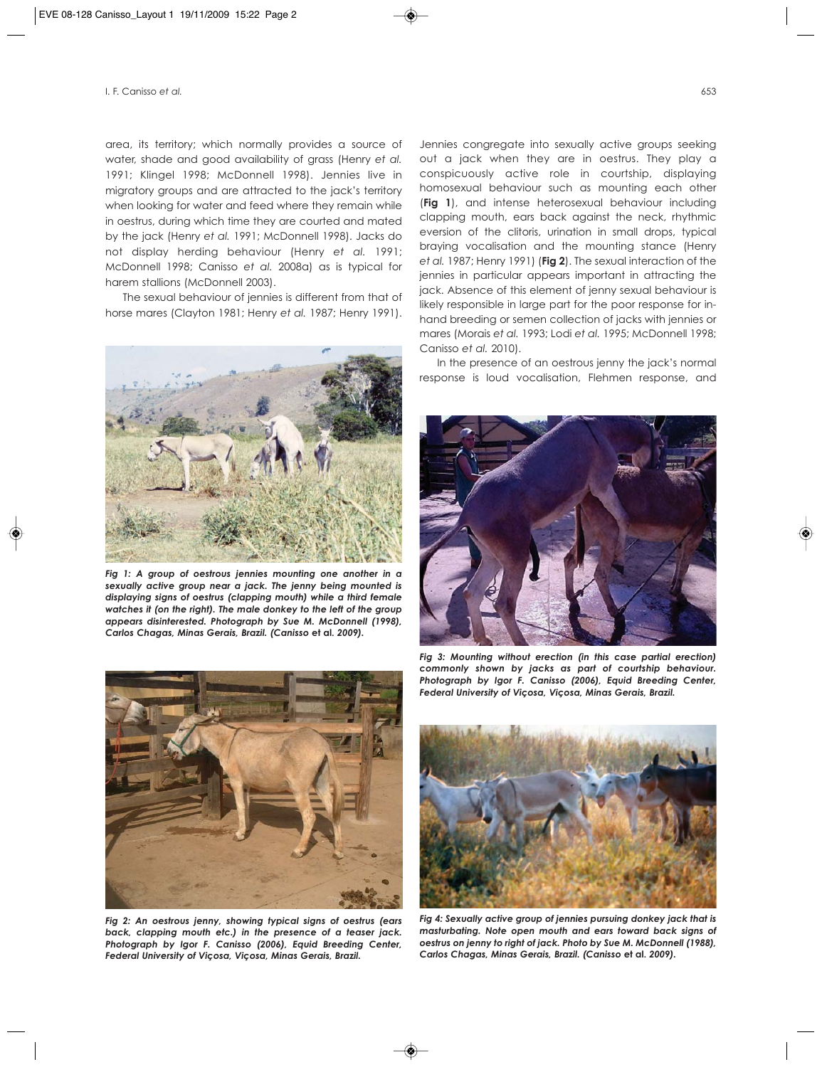area, its territory; which normally provides a source of water, shade and good availability of grass (Henry *et al.* 1991; Klingel 1998; McDonnell 1998). Jennies live in migratory groups and are attracted to the jack's territory when looking for water and feed where they remain while in oestrus, during which time they are courted and mated by the jack (Henry *et al.* 1991; McDonnell 1998). Jacks do not display herding behaviour (Henry *et al.* 1991; McDonnell 1998; Canisso *et al.* 2008a) as is typical for harem stallions (McDonnell 2003).

The sexual behaviour of jennies is different from that of horse mares (Clayton 1981; Henry *et al.* 1987; Henry 1991). Jennies congregate into sexually active groups seeking out a jack when they are in oestrus. They play a conspicuously active role in courtship, displaying homosexual behaviour such as mounting each other (**Fig 1**), and intense heterosexual behaviour including clapping mouth, ears back against the neck, rhythmic eversion of the clitoris, urination in small drops, typical braying vocalisation and the mounting stance (Henry *et al.* 1987; Henry 1991) (**Fig 2**). The sexual interaction of the jennies in particular appears important in attracting the jack. Absence of this element of jenny sexual behaviour is likely responsible in large part for the poor response for in-hand breeding or semen collection of jacks with jennies or mares (Morais *et al.* 1993; Lodi *et al.* 1995; McDonnell 1998; Canisso *et al.* 2010).

In the presence of an oestrous jenny the jack's normal response is loud vocalisation, Flehmen response, and

***Fig 1: A group of oestrous jennies mounting one another in a sexually active group near a jack. The jenny being mounted is displaying signs of oestrus (clapping mouth) while a third female watches it (on the right). The male donkey to the left of the group appears disinterested. Photograph by Sue M. McDonnell (1998), Carlos Chagas, Minas Gerais, Brazil. (Canisso et al. 2009).***

***Fig 2: An oestrous jenny, showing typical signs of oestrus (ears back, clapping mouth etc.) in the presence of a teaser jack. Photograph by Igor F. Canisso (2006), Equid Breeding Center, Federal University of Viçosa, Viçosa, Minas Gerais, Brazil.***

***Fig 3: Mounting without erection (in this case partial erection) commonly shown by jacks as part of courtship behaviour. Photograph by Igor F. Canisso (2006), Equid Breeding Center, Federal University of Viçosa, Viçosa, Minas Gerais, Brazil.***

***Fig 4: Sexually active group of jennies pursuing donkey jack that is masturbating. Note open mouth and ears toward back signs of oestrus on jenny to right of jack. Photo by Sue M. McDonnell (1988), Carlos Chagas, Minas Gerais, Brazil. (Canisso et al. 2009).***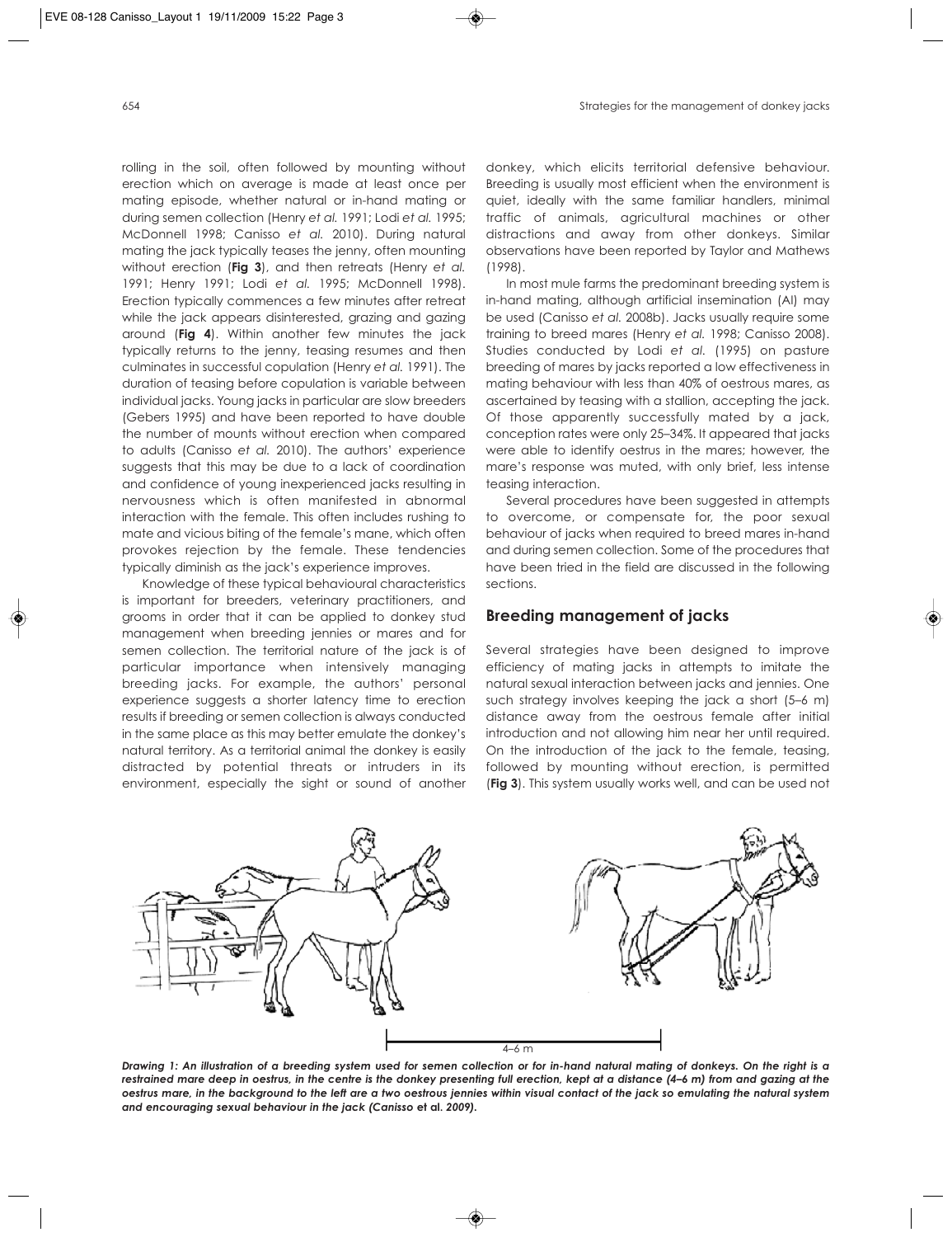rolling in the soil, often followed by mounting without erection which on average is made at least once per mating episode, whether natural or in-hand mating or during semen collection (Henry *et al.* 1991; Lodi *et al.* 1995; McDonnell 1998; Canisso *et al.* 2010). During natural mating the jack typically teases the jenny, often mounting without erection (**Fig 3**), and then retreats (Henry *et al.* 1991; Henry 1991; Lodi *et al.* 1995; McDonnell 1998). Erection typically commences a few minutes after retreat while the jack appears disinterested, grazing and gazing around (**Fig 4**). Within another few minutes the jack typically returns to the jenny, teasing resumes and then culminates in successful copulation (Henry *et al.* 1991). The duration of teasing before copulation is variable between individual jacks. Young jacks in particular are slow breeders (Gebers 1995) and have been reported to have double the number of mounts without erection when compared to adults (Canisso *et al.* 2010). The authors' experience suggests that this may be due to a lack of coordination and confidence of young inexperienced jacks resulting in nervousness which is often manifested in abnormal interaction with the female. This often includes rushing to mate and vicious biting of the female's mane, which often provokes rejection by the female. These tendencies typically diminish as the jack's experience improves.

Knowledge of these typical behavioural characteristics is important for breeders, veterinary practitioners, and grooms in order that it can be applied to donkey stud management when breeding jennies or mares and for semen collection. The territorial nature of the jack is of particular importance when intensively managing breeding jacks. For example, the authors' personal experience suggests a shorter latency time to erection results if breeding or semen collection is always conducted in the same place as this may better emulate the donkey's natural territory. As a territorial animal the donkey is easily distracted by potential threats or intruders in its environment, especially the sight or sound of another donkey, which elicits territorial defensive behaviour. Breeding is usually most efficient when the environment is quiet, ideally with the same familiar handlers, minimal traffic of animals, agricultural machines or other distractions and away from other donkeys. Similar observations have been reported by Taylor and Mathews (1998).

In most mule farms the predominant breeding system is in-hand mating, although artificial insemination (AI) may be used (Canisso *et al.* 2008b). Jacks usually require some training to breed mares (Henry *et al.* 1998; Canisso 2008). Studies conducted by Lodi *et al.* (1995) on pasture breeding of mares by jacks reported a low effectiveness in mating behaviour with less than 40% of oestrous mares, as ascertained by teasing with a stallion, accepting the jack. Of those apparently successfully mated by a jack, conception rates were only 25–34%. It appeared that jacks were able to identify oestrus in the mares; however, the mare's response was muted, with only brief, less intense teasing interaction.

Several procedures have been suggested in attempts to overcome, or compensate for, the poor sexual behaviour of jacks when required to breed mares in-hand and during semen collection. Some of the procedures that have been tried in the field are discussed in the following sections.

## Breeding management of jacks

Several strategies have been designed to improve efficiency of mating jacks in attempts to imitate the natural sexual interaction between jacks and jennies. One such strategy involves keeping the jack a short (5–6 m) distance away from the oestrous female after initial introduction and not allowing him near her until required. On the introduction of the jack to the female, teasing, followed by mounting without erection, is permitted (**Fig 3**). This system usually works well, and can be used not

4–6 m

***Drawing 1: An illustration of a breeding system used for semen collection or for in-hand natural mating of donkeys. On the right is a restrained mare deep in oestrus, in the centre is the donkey presenting full erection, kept at a distance (4–6 m) from and gazing at the oestrus mare, in the background to the left are a two oestrous jennies within visual contact of the jack so emulating the natural system and encouraging sexual behaviour in the jack (Canisso et al. 2009).***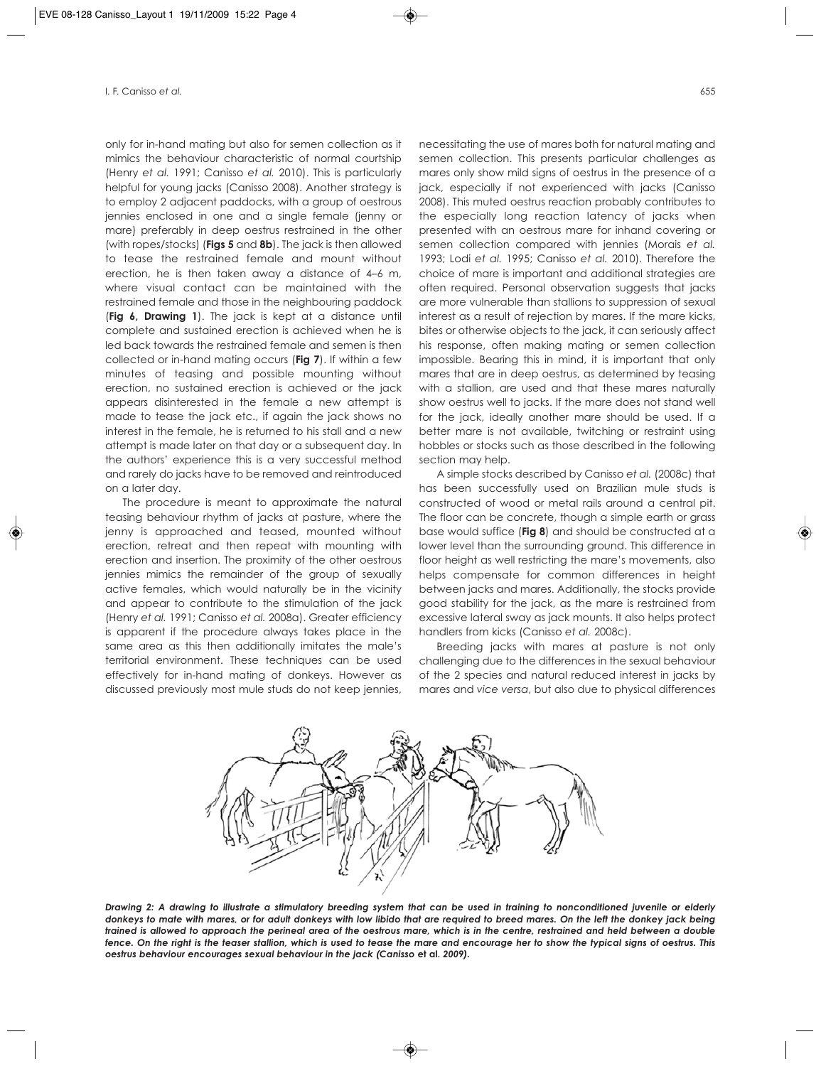only for in-hand mating but also for semen collection as it mimics the behaviour characteristic of normal courtship (Henry *et al.* 1991; Canisso *et al.* 2010). This is particularly helpful for young jacks (Canisso 2008). Another strategy is to employ 2 adjacent paddocks, with a group of oestrous jennies enclosed in one and a single female (jenny or mare) preferably in deep oestrus restrained in the other (with ropes/stocks) (**Figs 5** and **8b**). The jack is then allowed to tease the restrained female and mount without erection, he is then taken away a distance of 4–6 m, where visual contact can be maintained with the restrained female and those in the neighbouring paddock (**Fig 6, Drawing 1**). The jack is kept at a distance until complete and sustained erection is achieved when he is led back towards the restrained female and semen is then collected or in-hand mating occurs (**Fig 7**). If within a few minutes of teasing and possible mounting without erection, no sustained erection is achieved or the jack appears disinterested in the female a new attempt is made to tease the jack etc., if again the jack shows no interest in the female, he is returned to his stall and a new attempt is made later on that day or a subsequent day. In the authors' experience this is a very successful method and rarely do jacks have to be removed and reintroduced on a later day.

The procedure is meant to approximate the natural teasing behaviour rhythm of jacks at pasture, where the jenny is approached and teased, mounted without erection, retreat and then repeat with mounting with erection and insertion. The proximity of the other oestrous jennies mimics the remainder of the group of sexually active females, which would naturally be in the vicinity and appear to contribute to the stimulation of the jack (Henry *et al.* 1991; Canisso *et al.* 2008a). Greater efficiency is apparent if the procedure always takes place in the same area as this then additionally imitates the male's territorial environment. These techniques can be used effectively for in-hand mating of donkeys. However as discussed previously most mule studs do not keep jennies, necessitating the use of mares both for natural mating and semen collection. This presents particular challenges as mares only show mild signs of oestrus in the presence of a jack, especially if not experienced with jacks (Canisso 2008). This muted oestrus reaction probably contributes to the especially long reaction latency of jacks when presented with an oestrous mare for inhand covering or semen collection compared with jennies (Morais *et al.* 1993; Lodi *et al.* 1995; Canisso *et al.* 2010). Therefore the choice of mare is important and additional strategies are often required. Personal observation suggests that jacks are more vulnerable than stallions to suppression of sexual interest as a result of rejection by mares. If the mare kicks, bites or otherwise objects to the jack, it can seriously affect his response, often making mating or semen collection impossible. Bearing this in mind, it is important that only mares that are in deep oestrus, as determined by teasing with a stallion, are used and that these mares naturally show oestrus well to jacks. If the mare does not stand well for the jack, ideally another mare should be used. If a better mare is not available, twitching or restraint using hobbles or stocks such as those described in the following section may help.

A simple stocks described by Canisso *et al.* (2008c) that has been successfully used on Brazilian mule studs is constructed of wood or metal rails around a central pit. The floor can be concrete, though a simple earth or grass base would suffice (**Fig 8**) and should be constructed at a lower level than the surrounding ground. This difference in floor height as well restricting the mare's movements, also helps compensate for common differences in height between jacks and mares. Additionally, the stocks provide good stability for the jack, as the mare is restrained from excessive lateral sway as jack mounts. It also helps protect handlers from kicks (Canisso *et al.* 2008c).

Breeding jacks with mares at pasture is not only challenging due to the differences in the sexual behaviour of the 2 species and natural reduced interest in jacks by mares and *vice versa*, but also due to physical differences

***Drawing 2: A drawing to illustrate a stimulatory breeding system that can be used in training to nonconditioned juvenile or elderly donkeys to mate with mares, or for adult donkeys with low libido that are required to breed mares. On the left the donkey jack being trained is allowed to approach the perineal area of the oestrous mare, which is in the centre, restrained and held between a double fence. On the right is the teaser stallion, which is used to tease the mare and encourage her to show the typical signs of oestrus. This oestrus behaviour encourages sexual behaviour in the jack (Canisso et al. 2009).***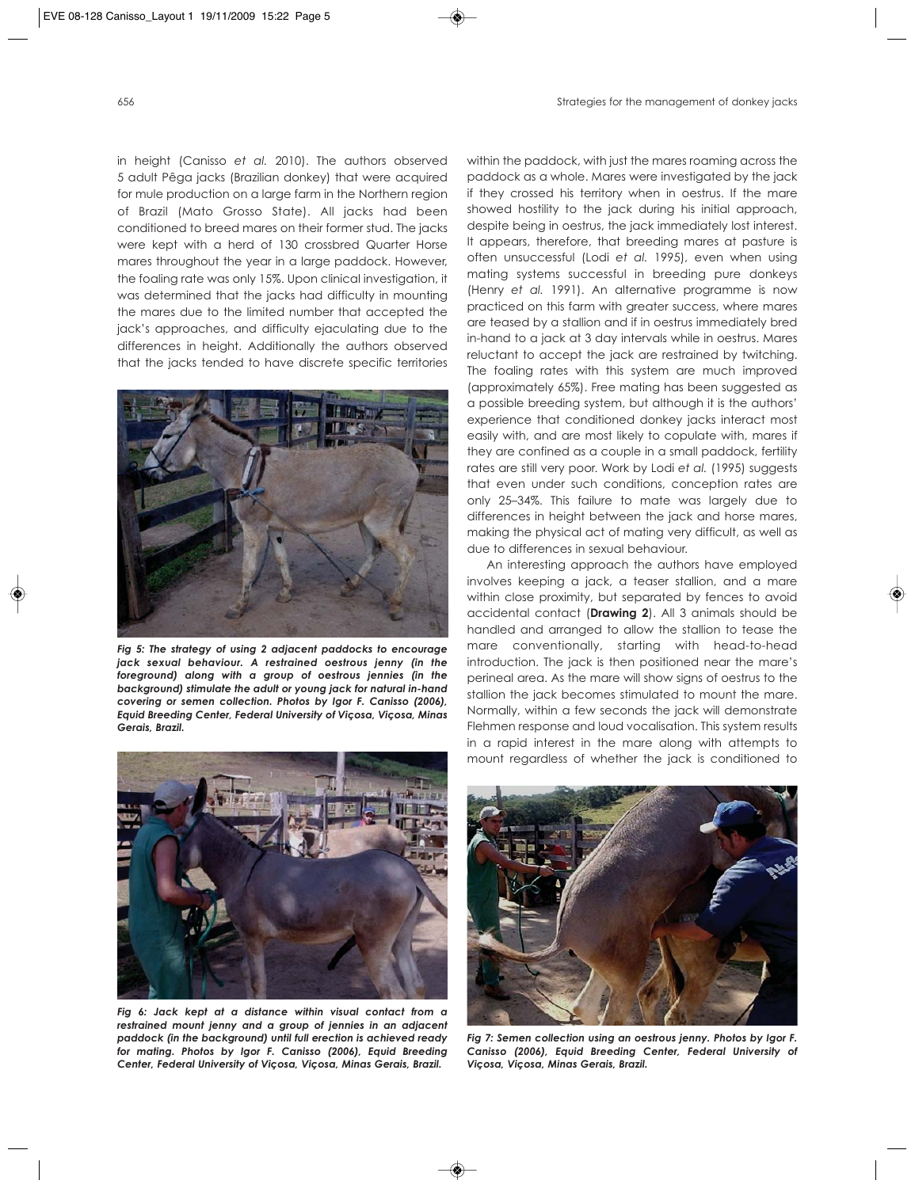in height (Canisso *et al.* 2010). The authors observed 5 adult Pêga jacks (Brazilian donkey) that were acquired for mule production on a large farm in the Northern region of Brazil (Mato Grosso State). All jacks had been conditioned to breed mares on their former stud. The jacks were kept with a herd of 130 crossbred Quarter Horse mares throughout the year in a large paddock. However, the foaling rate was only 15%. Upon clinical investigation, it was determined that the jacks had difficulty in mounting the mares due to the limited number that accepted the jack's approaches, and difficulty ejaculating due to the differences in height. Additionally the authors observed that the jacks tended to have discrete specific territories within the paddock, with just the mares roaming across the paddock as a whole. Mares were investigated by the jack if they crossed his territory when in oestrus. If the mare showed hostility to the jack during his initial approach, despite being in oestrus, the jack immediately lost interest. It appears, therefore, that breeding mares at pasture is often unsuccessful (Lodi *et al.* 1995), even when using mating systems successful in breeding pure donkeys (Henry *et al.* 1991). An alternative programme is now practiced on this farm with greater success, where mares are teased by a stallion and if in oestrus immediately bred in-hand to a jack at 3 day intervals while in oestrus. Mares reluctant to accept the jack are restrained by twitching. The foaling rates with this system are much improved (approximately 65%). Free mating has been suggested as a possible breeding system, but although it is the authors' experience that conditioned donkey jacks interact most easily with, and are most likely to copulate with, mares if they are confined as a couple in a small paddock, fertility rates are still very poor. Work by Lodi *et al.* (1995) suggests that even under such conditions, conception rates are only 25–34%. This failure to mate was largely due to differences in height between the jack and horse mares, making the physical act of mating very difficult, as well as due to differences in sexual behaviour.

An interesting approach the authors have employed involves keeping a jack, a teaser stallion, and a mare within close proximity, but separated by fences to avoid accidental contact (**Drawing 2**). All 3 animals should be handled and arranged to allow the stallion to tease the mare conventionally, starting with head-to-head introduction. The jack is then positioned near the mare's perineal area. As the mare will show signs of oestrus to the stallion the jack becomes stimulated to mount the mare. Normally, within a few seconds the jack will demonstrate Flehmen response and loud vocalisation. This system results in a rapid interest in the mare along with attempts to mount regardless of whether the jack is conditioned to

***Fig 5: The strategy of using 2 adjacent paddocks to encourage jack sexual behaviour. A restrained oestrous jenny (in the foreground) along with a group of oestrous jennies (in the background) stimulate the adult or young jack for natural in-hand covering or semen collection. Photos by Igor F. Canisso (2006), Equid Breeding Center, Federal University of Viçosa, Viçosa, Minas Gerais, Brazil.***

***Fig 6: Jack kept at a distance within visual contact from a restrained mount jenny and a group of jennies in an adjacent paddock (in the background) until full erection is achieved ready for mating. Photos by Igor F. Canisso (2006), Equid Breeding Center, Federal University of Viçosa, Viçosa, Minas Gerais, Brazil.***

***Fig 7: Semen collection using an oestrous jenny. Photos by Igor F. Canisso (2006), Equid Breeding Center, Federal University of Viçosa, Viçosa, Minas Gerais, Brazil.***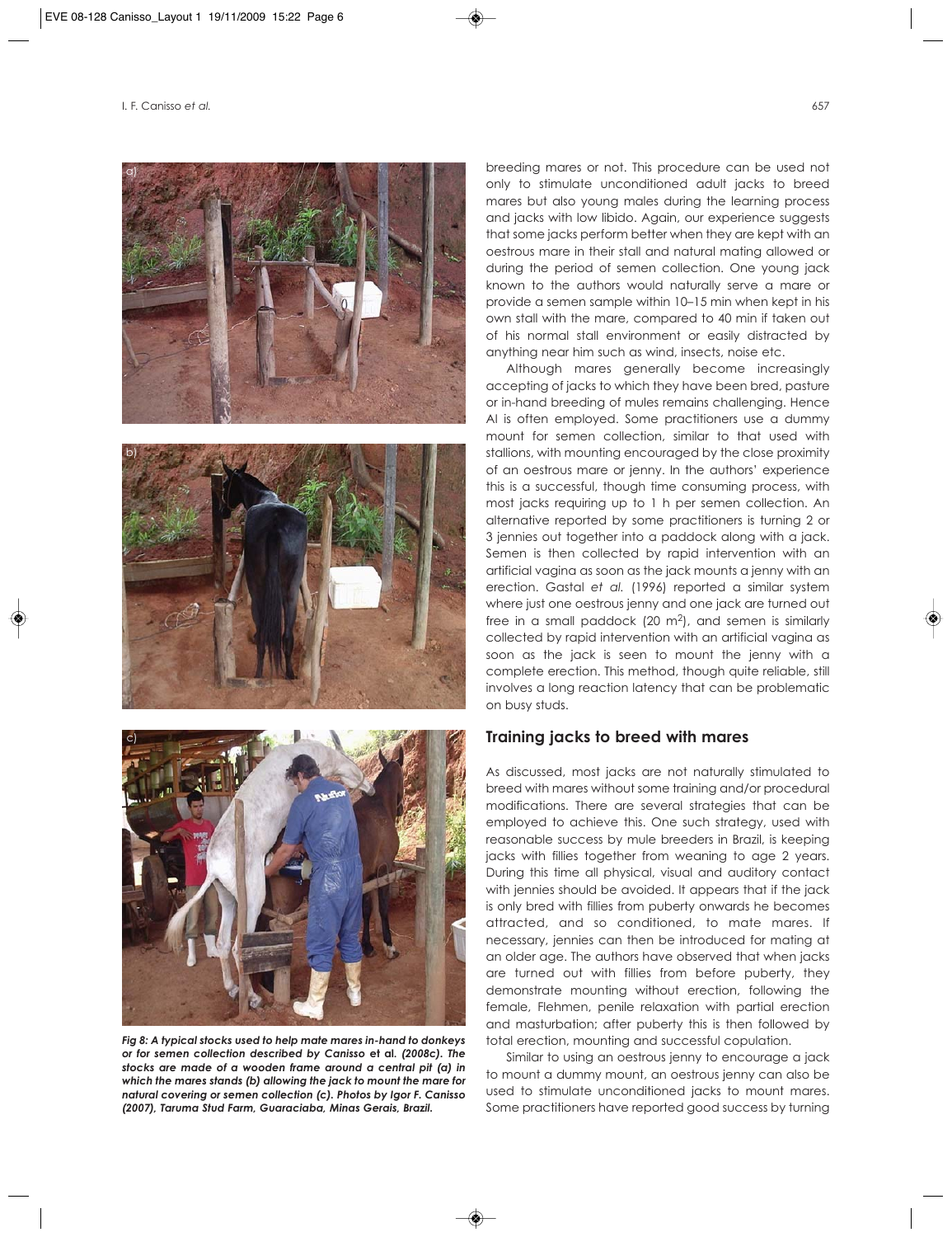breeding mares or not. This procedure can be used not only to stimulate unconditioned adult jacks to breed mares but also young males during the learning process and jacks with low libido. Again, our experience suggests that some jacks perform better when they are kept with an oestrous mare in their stall and natural mating allowed or during the period of semen collection. One young jack known to the authors would naturally serve a mare or provide a semen sample within 10–15 min when kept in his own stall with the mare, compared to 40 min if taken out of his normal stall environment or easily distracted by anything near him such as wind, insects, noise etc.

Although mares generally become increasingly accepting of jacks to which they have been bred, pasture or in-hand breeding of mules remains challenging. Hence AI is often employed. Some practitioners use a dummy mount for semen collection, similar to that used with stallions, with mounting encouraged by the close proximity of an oestrous mare or jenny. In the authors' experience this is a successful, though time consuming process, with most jacks requiring up to 1 h per semen collection. An alternative reported by some practitioners is turning 2 or 3 jennies out together into a paddock along with a jack. Semen is then collected by rapid intervention with an artificial vagina as soon as the jack mounts a jenny with an erection. Gastal *et al.* (1996) reported a similar system where just one oestrous jenny and one jack are turned out free in a small paddock (20 $m^2$), and semen is similarly collected by rapid intervention with an artificial vagina as soon as the jack is seen to mount the jenny with a complete erection. This method, though quite reliable, still involves a long reaction latency that can be problematic on busy studs.

**Fig 8: A typical stocks used to help mate mares in-hand to donkeys or for semen collection described by Canisso et al. (2008c). The stocks are made of a wooden frame around a central pit (a) in which the mares stands (b) allowing the jack to mount the mare for natural covering or semen collection (c). Photos by Igor F. Canisso (2007), Taruma Stud Farm, Guaraciaba, Minas Gerais, Brazil.**

## Training jacks to breed with mares

As discussed, most jacks are not naturally stimulated to breed with mares without some training and/or procedural modifications. There are several strategies that can be employed to achieve this. One such strategy, used with reasonable success by mule breeders in Brazil, is keeping jacks with fillies together from weaning to age 2 years. During this time all physical, visual and auditory contact with jennies should be avoided. It appears that if the jack is only bred with fillies from puberty onwards he becomes attracted, and so conditioned, to mate mares. If necessary, jennies can then be introduced for mating at an older age. The authors have observed that when jacks are turned out with fillies from before puberty, they demonstrate mounting without erection, following the female, Flehmen, penile relaxation with partial erection and masturbation; after puberty this is then followed by total erection, mounting and successful copulation.

Similar to using an oestrous jenny to encourage a jack to mount a dummy mount, an oestrous jenny can also be used to stimulate unconditioned jacks to mount mares. Some practitioners have reported good success by turning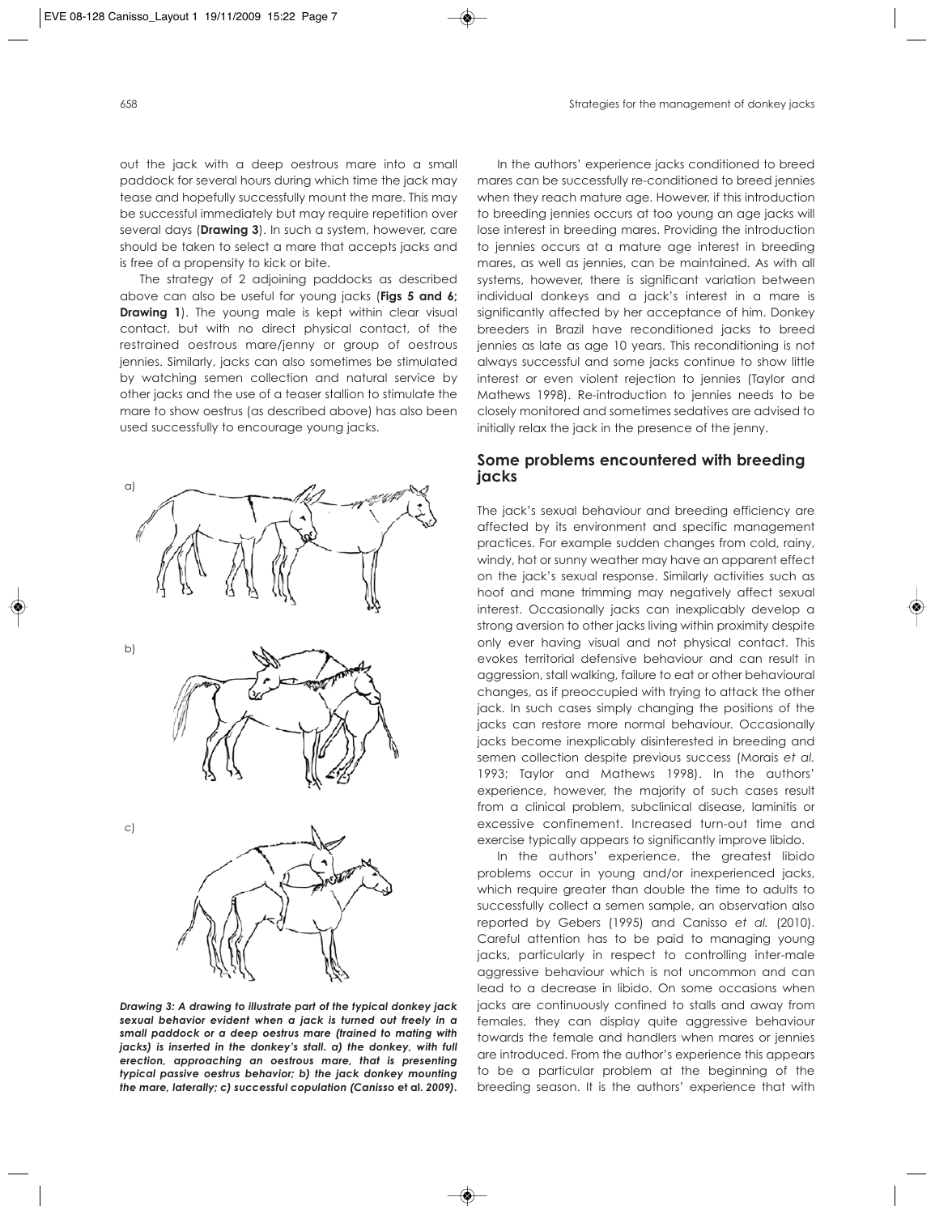out the jack with a deep oestrous mare into a small paddock for several hours during which time the jack may tease and hopefully successfully mount the mare. This may be successful immediately but may require repetition over several days (**Drawing 3**). In such a system, however, care should be taken to select a mare that accepts jacks and is free of a propensity to kick or bite.

The strategy of 2 adjoining paddocks as described above can also be useful for young jacks (**Figs 5 and 6; Drawing 1**). The young male is kept within clear visual contact, but with no direct physical contact, of the restrained oestrous mare/jenny or group of oestrous jennies. Similarly, jacks can also sometimes be stimulated by watching semen collection and natural service by other jacks and the use of a teaser stallion to stimulate the mare to show oestrus (as described above) has also been used successfully to encourage young jacks.

a)

b)

c)

***Drawing 3: A drawing to illustrate part of the typical donkey jack sexual behavior evident when a jack is turned out freely in a small paddock or a deep oestrus mare (trained to mating with jacks) is inserted in the donkey's stall. a) the donkey, with full erection, approaching an oestrous mare, that is presenting typical passive oestrus behavior; b) the jack donkey mounting the mare, laterally; c) successful copulation (Canisso et al. 2009).***

In the authors' experience jacks conditioned to breed mares can be successfully re-conditioned to breed jennies when they reach mature age. However, if this introduction to breeding jennies occurs at too young an age jacks will lose interest in breeding mares. Providing the introduction to jennies occurs at a mature age interest in breeding mares, as well as jennies, can be maintained. As with all systems, however, there is significant variation between individual donkeys and a jack's interest in a mare is significantly affected by her acceptance of him. Donkey breeders in Brazil have reconditioned jacks to breed jennies as late as age 10 years. This reconditioning is not always successful and some jacks continue to show little interest or even violent rejection to jennies (Taylor and Mathews 1998). Re-introduction to jennies needs to be closely monitored and sometimes sedatives are advised to initially relax the jack in the presence of the jenny.

## Some problems encountered with breeding jacks

The jack's sexual behaviour and breeding efficiency are affected by its environment and specific management practices. For example sudden changes from cold, rainy, windy, hot or sunny weather may have an apparent effect on the jack's sexual response. Similarly activities such as hoof and mane trimming may negatively affect sexual interest. Occasionally jacks can inexplicably develop a strong aversion to other jacks living within proximity despite only ever having visual and not physical contact. This evokes territorial defensive behaviour and can result in aggression, stall walking, failure to eat or other behavioural changes, as if preoccupied with trying to attack the other jack. In such cases simply changing the positions of the jacks can restore more normal behaviour. Occasionally jacks become inexplicably disinterested in breeding and semen collection despite previous success (Morais *et al.* 1993; Taylor and Mathews 1998). In the authors' experience, however, the majority of such cases result from a clinical problem, subclinical disease, laminitis or excessive confinement. Increased turn-out time and exercise typically appears to significantly improve libido.

In the authors' experience, the greatest libido problems occur in young and/or inexperienced jacks, which require greater than double the time to adults to successfully collect a semen sample, an observation also reported by Gebers (1995) and Canisso *et al.* (2010). Careful attention has to be paid to managing young jacks, particularly in respect to controlling inter-male aggressive behaviour which is not uncommon and can lead to a decrease in libido. On some occasions when jacks are continuously confined to stalls and away from females, they can display quite aggressive behaviour towards the female and handlers when mares or jennies are introduced. From the author's experience this appears to be a particular problem at the beginning of the breeding season. It is the authors' experience that with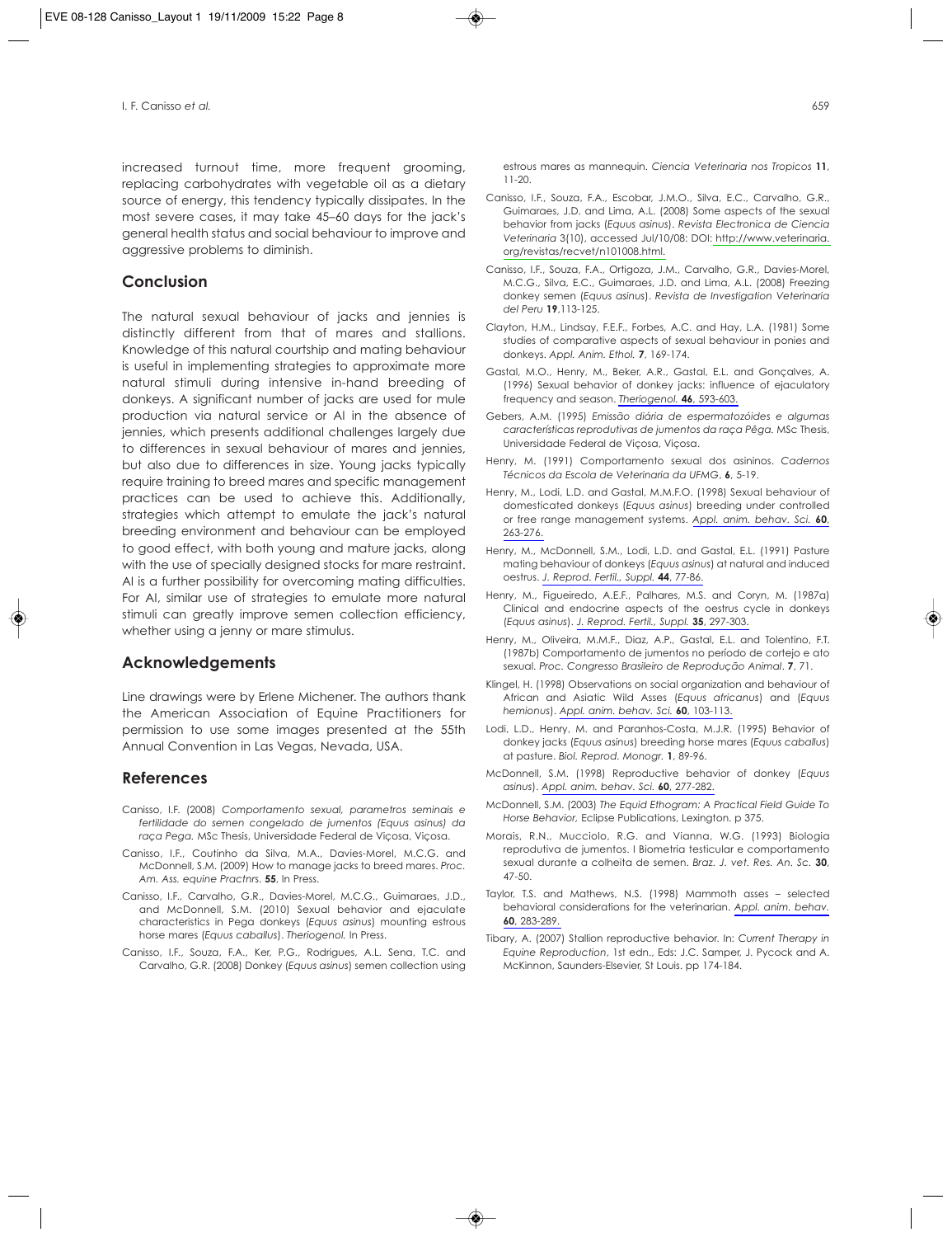increased turnout time, more frequent grooming, replacing carbohydrates with vegetable oil as a dietary source of energy, this tendency typically dissipates. In the most severe cases, it may take 45–60 days for the jack's general health status and social behaviour to improve and aggressive problems to diminish.

## Conclusion

The natural sexual behaviour of jacks and jennies is distinctly different from that of mares and stallions. Knowledge of this natural courtship and mating behaviour is useful in implementing strategies to approximate more natural stimuli during intensive in-hand breeding of donkeys. A significant number of jacks are used for mule production via natural service or AI in the absence of jennies, which presents additional challenges largely due to differences in sexual behaviour of mares and jennies, but also due to differences in size. Young jacks typically require training to breed mares and specific management practices can be used to achieve this. Additionally, strategies which attempt to emulate the jack's natural breeding environment and behaviour can be employed to good effect, with both young and mature jacks, along with the use of specially designed stocks for mare restraint. AI is a further possibility for overcoming mating difficulties. For AI, similar use of strategies to emulate more natural stimuli can greatly improve semen collection efficiency, whether using a jenny or mare stimulus.

## Acknowledgements

Line drawings were by Erlene Michener. The authors thank the American Association of Equine Practitioners for permission to use some images presented at the 55th Annual Convention in Las Vegas, Nevada, USA.

## References

Canisso, I.F. (2008) *Comportamento sexual, parametros seminais e fertilidade do semen congelado de jumentos (Equus asinus) da raça Pega.* MSc Thesis, Universidade Federal de Viçosa, Viçosa.

Canisso, I.F., Coutinho da Silva, M.A., Davies-Morel, M.C.G. and McDonnell, S.M. (2009) How to manage jacks to breed mares. *Proc. Am. Ass. equine Practnrs.* **55**, In Press.

Canisso, I.F., Carvalho, G.R., Davies-Morel, M.C.G., Guimaraes, J.D., and McDonnell, S.M. (2010) Sexual behavior and ejaculate characteristics in Pega donkeys (*Equus asinus*) mounting estrous horse mares (*Equus caballus*). *Theriogenol.* In Press.

Canisso, I.F., Souza, F.A., Ker, P.G., Rodrigues, A.L. Sena, T.C. and Carvalho, G.R. (2008) Donkey (*Equus asinus*) semen collection using estrous mares as mannequin. *Ciencia Veterinaria nos Tropicos* **11**, 11-20.

Canisso, I.F., Souza, F.A., Escobar, J.M.O., Silva, E.C., Carvalho, G.R., Guimaraes, J.D. and Lima, A.L. (2008) Some aspects of the sexual behavior from jacks (*Equus asinus*). *Revista Electronica de Ciencia Veterinaria* 3(10), accessed Jul/10/08: DOI: http://www.veterinaria.org/revistas/recvet/n101008.html.

Canisso, I.F., Souza, F.A., Ortigoza, J.M., Carvalho, G.R., Davies-Morel, M.C.G., Silva, E.C., Guimaraes, J.D. and Lima, A.L. (2008) Freezing donkey semen (*Equus asinus*). *Revista de Investigation Veterinaria del Peru* **19**,113-125.

Clayton, H.M., Lindsay, F.E.F., Forbes, A.C. and Hay, L.A. (1981) Some studies of comparative aspects of sexual behaviour in ponies and donkeys. *Appl. Anim. Ethol.* **7**, 169-174.

Gastal, M.O., Henry, M., Beker, A.R., Gastal, E.L. and Gonçalves, A. (1996) Sexual behavior of donkey jacks: influence of ejaculatory frequency and season. *Theriogenol.* **46**, 593-603.

Gebers, A.M. (1995) *Emissão diária de espermatozóides e algumas características reprodutivas de jumentos da raça Pêga.* MSc Thesis, Universidade Federal de Viçosa, Viçosa.

Henry, M. (1991) Comportamento sexual dos asininos. *Cadernos Técnicos da Escola de Veterinaria da UFMG*, **6**, 5-19.

Henry, M., Lodi, L.D. and Gastal, M.M.F.O. (1998) Sexual behaviour of domesticated donkeys (*Equus asinus*) breeding under controlled or free range management systems. *Appl. anim. behav. Sci.* **60**, 263-276.

Henry, M., McDonnell, S.M., Lodi, L.D. and Gastal, E.L. (1991) Pasture mating behaviour of donkeys (*Equus asinus*) at natural and induced oestrus. *J. Reprod. Fertil., Suppl.* **44**, 77-86.

Henry, M., Figueiredo, A.E.F., Palhares, M.S. and Coryn, M. (1987a) Clinical and endocrine aspects of the oestrus cycle in donkeys (*Equus asinus*). *J. Reprod. Fertil., Suppl.* **35**, 297-303.

Henry, M., Oliveira, M.M.F., Diaz, A.P., Gastal, E.L. and Tolentino, F.T. (1987b) Comportamento de jumentos no período de cortejo e ato sexual. *Proc. Congresso Brasileiro de Reprodução Animal*. **7**, 71.

Klingel, H. (1998) Observations on social organization and behaviour of African and Asiatic Wild Asses (*Equus africanus*) and (*Equus hemionus*). *Appl. anim. behav. Sci.* **60**, 103-113.

Lodi, L.D., Henry, M. and Paranhos-Costa, M.J.R. (1995) Behavior of donkey jacks (*Equus asinus*) breeding horse mares (*Equus caballus*) at pasture. *Biol. Reprod. Monogr.* **1**, 89-96.

McDonnell, S.M. (1998) Reproductive behavior of donkey (*Equus asinus*). *Appl. anim. behav. Sci.* **60**, 277-282.

McDonnell, S.M. (2003) *The Equid Ethogram: A Practical Field Guide To Horse Behavior*, Eclipse Publications, Lexington. p 375.

Morais, R.N., Mucciolo, R.G. and Vianna, W.G. (1993) Biologia reprodutiva de jumentos. I Biometria testicular e comportamento sexual durante a colheita de semen. *Braz. J. vet. Res. An. Sc.* **30**, 47-50.

Taylor, T.S. and Mathews, N.S. (1998) Mammoth asses – selected behavioral considerations for the veterinarian. *Appl. anim. behav.* **60**, 283-289.

Tibary, A. (2007) Stallion reproductive behavior. In: *Current Therapy in Equine Reproduction*, 1st edn., Eds: J.C. Samper, J. Pycock and A. McKinnon, Saunders-Elsevier, St Louis. pp 174-184.